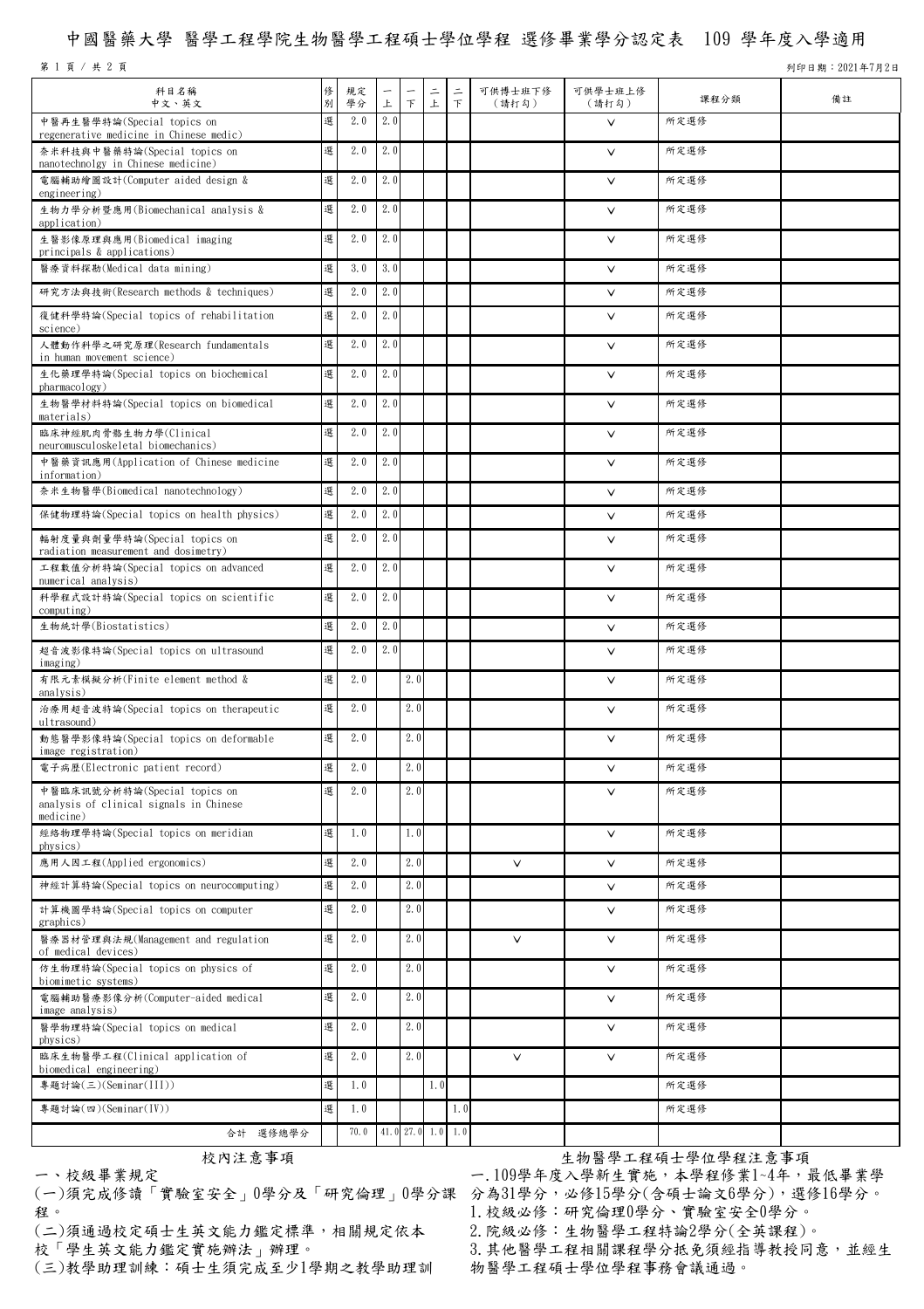# 中國醫藥大學 醫學工程學院生物醫學工程碩士學位學程 選修畢業學分認定表 109 學年度入學適用

列印日期：2021年7月2日

| 科目名稱<br>中文、英文 | 修別 | 規定學分 | 一上 | 一下 | 二上 | 二下 | 可供博士班下修<br>（請打勾） | 可供學士班上修<br>（請打勾） | 課程分類 | 備註 |
|---|---|---|---|---|---|---|---|---|---|---|
| 中醫再生醫學特論(Special topics on regenerative medicine in Chinese medic) | 選 | 2.0 | 2.0 | | | | | ✓ | 所定選修 | |
| 奈米科技與中醫藥特論(Special topics on nanotechnolgy in Chinese medicine) | 選 | 2.0 | 2.0 | | | | | ✓ | 所定選修 | |
| 電腦輔助繪圖設計(Computer aided design & engineering) | 選 | 2.0 | 2.0 | | | | | ✓ | 所定選修 | |
| 生物力學分析暨應用(Biomechanical analysis & application) | 選 | 2.0 | 2.0 | | | | | ✓ | 所定選修 | |
| 生醫影像原理與應用(Biomedical imaging principals & applications) | 選 | 2.0 | 2.0 | | | | | ✓ | 所定選修 | |
| 醫療資料探勘(Medical data mining) | 選 | 3.0 | 3.0 | | | | | ✓ | 所定選修 | |
| 研究方法與技術(Research methods & techniques) | 選 | 2.0 | 2.0 | | | | | ✓ | 所定選修 | |
| 復健科學特論(Special topics of rehabilitation science) | 選 | 2.0 | 2.0 | | | | | ✓ | 所定選修 | |
| 人體動作科學之研究原理(Research fundamentals in human movement science) | 選 | 2.0 | 2.0 | | | | | ✓ | 所定選修 | |
| 生化藥理學特論(Special topics on biochemical pharmacology) | 選 | 2.0 | 2.0 | | | | | ✓ | 所定選修 | |
| 生物醫學材料特論(Special topics on biomedical materials) | 選 | 2.0 | 2.0 | | | | | ✓ | 所定選修 | |
| 臨床神經肌肉骨骼生物力學(Clinical neuromusculoskeletal biomechanics) | 選 | 2.0 | 2.0 | | | | | ✓ | 所定選修 | |
| 中醫藥資訊應用(Application of Chinese medicine information) | 選 | 2.0 | 2.0 | | | | | ✓ | 所定選修 | |
| 奈米生物醫學(Biomedical nanotechnology) | 選 | 2.0 | 2.0 | | | | | ✓ | 所定選修 | |
| 保健物理特論(Special topics on health physics) | 選 | 2.0 | 2.0 | | | | | ✓ | 所定選修 | |
| 輻射度量與劑量學特論(Special topics on radiation measurement and dosimetry) | 選 | 2.0 | 2.0 | | | | | ✓ | 所定選修 | |
| 工程數值分析特論(Special topics on advanced numerical analysis) | 選 | 2.0 | 2.0 | | | | | ✓ | 所定選修 | |
| 科學程式設計特論(Special topics on scientific computing) | 選 | 2.0 | 2.0 | | | | | ✓ | 所定選修 | |
| 生物統計學(Biostatistics) | 選 | 2.0 | 2.0 | | | | | ✓ | 所定選修 | |
| 超音波影像特論(Special topics on ultrasound imaging) | 選 | 2.0 | 2.0 | | | | | ✓ | 所定選修 | |
| 有限元素模擬分析(Finite element method & analysis) | 選 | 2.0 | | 2.0 | | | | ✓ | 所定選修 | |
| 治療用超音波特論(Special topics on therapeutic ultrasound) | 選 | 2.0 | | 2.0 | | | | ✓ | 所定選修 | |
| 動態醫學影像特論(Special topics on deformable image registration) | 選 | 2.0 | | 2.0 | | | | ✓ | 所定選修 | |
| 電子病歷(Electronic patient record) | 選 | 2.0 | | 2.0 | | | | ✓ | 所定選修 | |
| 中醫臨床訊號分析特論(Special topics on analysis of clinical signals in Chinese medicine) | 選 | 2.0 | | 2.0 | | | | ✓ | 所定選修 | |
| 經絡物理學特論(Special topics on meridian physics) | 選 | 1.0 | | 1.0 | | | | ✓ | 所定選修 | |
| 應用人因工程(Applied ergonomics) | 選 | 2.0 | | 2.0 | | | ✓ | ✓ | 所定選修 | |
| 神經計算特論(Special topics on neurocomputing) | 選 | 2.0 | | 2.0 | | | | ✓ | 所定選修 | |
| 計算機圖學特論(Special topics on computer graphics) | 選 | 2.0 | | 2.0 | | | | ✓ | 所定選修 | |
| 醫療器材管理與法規(Management and regulation of medical devices) | 選 | 2.0 | | 2.0 | | | ✓ | ✓ | 所定選修 | |
| 仿生物理特論(Special topics on physics of biomimetic systems) | 選 | 2.0 | | 2.0 | | | | ✓ | 所定選修 | |
| 電腦輔助醫療影像分析(Computer-aided medical image analysis) | 選 | 2.0 | | 2.0 | | | | ✓ | 所定選修 | |
| 醫學物理特論(Special topics on medical physics) | 選 | 2.0 | | 2.0 | | | | ✓ | 所定選修 | |
| 臨床生物醫學工程(Clinical application of biomedical engineering) | 選 | 2.0 | | 2.0 | | | ✓ | ✓ | 所定選修 | |
| 專題討論(三)(Seminar(III)) | 選 | 1.0 | | | 1.0 | | | | 所定選修 | |
| 專題討論(四)(Seminar(IV)) | 選 | 1.0 | | | | 1.0 | | | 所定選修 | |
| 合計　選修總學分 | | 70.0 | 41.0 | 27.0 | 1.0 | 1.0 | | | | |

## 校內注意事項

一、校級畢業規定

(一)須完成修讀「實驗室安全」0學分及「研究倫理」0學分課程。

(二)須通過校定碩士生英文能力鑑定標準，相關規定依本校「學生英文能力鑑定實施辦法」辦理。

(三)教學助理訓練：碩士生須完成至少1學期之教學助理訓

## 生物醫學工程碩士學位學程注意事項

一.109學年度入學新生實施，本學程修業1~4年，最低畢業學分為31學分，必修15學分(含碩士論文6學分)，選修16學分。

1.校級必修：研究倫理0學分、實驗室安全0學分。

2.院級必修：生物醫學工程特論2學分(全英課程)。

3.其他醫學工程相關課程學分抵免須經指導教授同意，並經生物醫學工程碩士學位學程事務會議通過。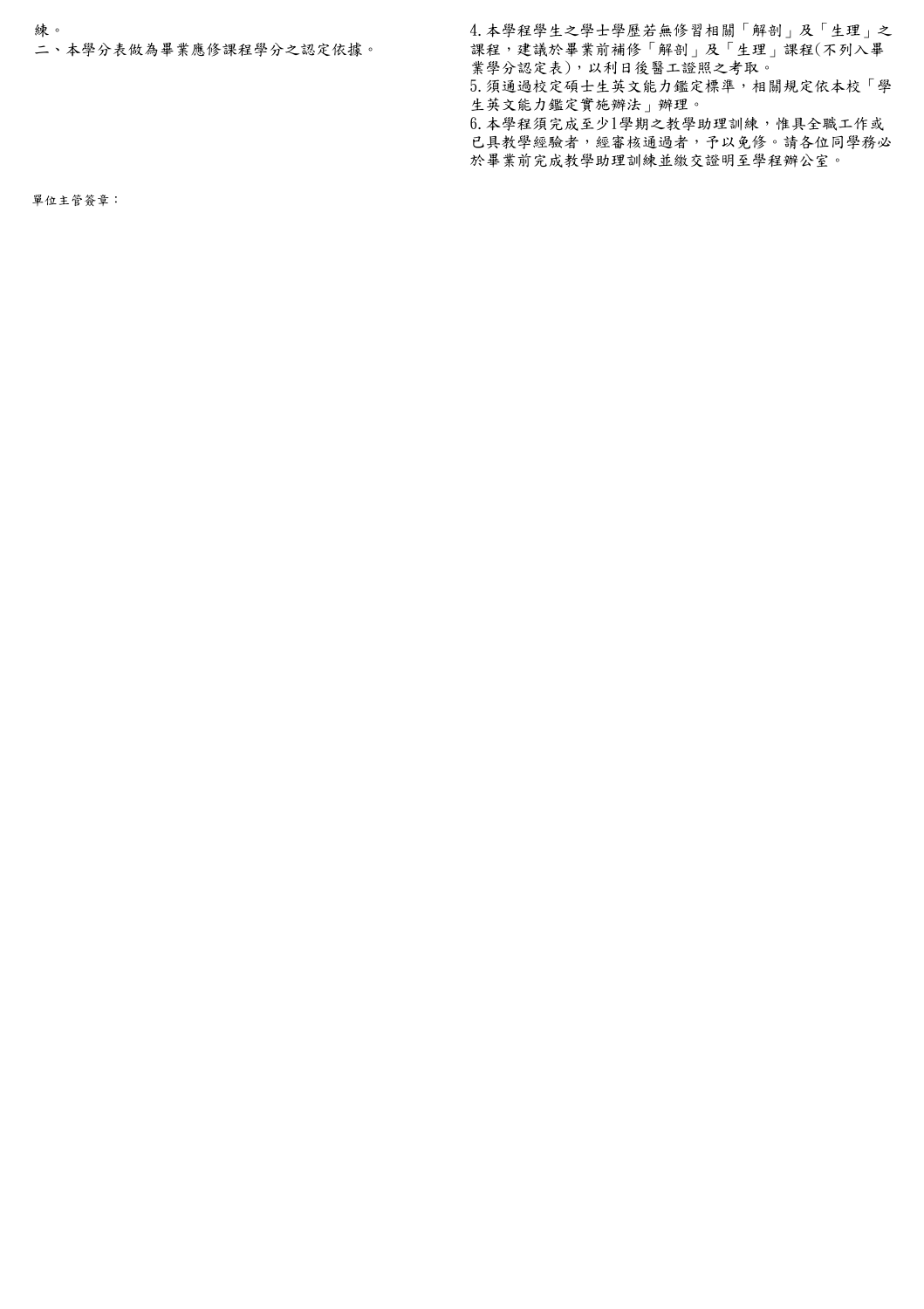練。

二、本學分表做為畢業應修課程學分之認定依據。

4. 本學程學生之學士學歷若無修習相關「解剖」及「生理」之課程，建議於畢業前補修「解剖」及「生理」課程(不列入畢業學分認定表)，以利日後醫工證照之考取。

5. 須通過校定碩士生英文能力鑑定標準，相關規定依本校「學生英文能力鑑定實施辦法」辦理。

6. 本學程須完成至少1學期之教學助理訓練，惟具全職工作或已具教學經驗者，經審核通過者，予以免修。請各位同學務必於畢業前完成教學助理訓練並繳交證明至學程辦公室。

單位主管簽章：